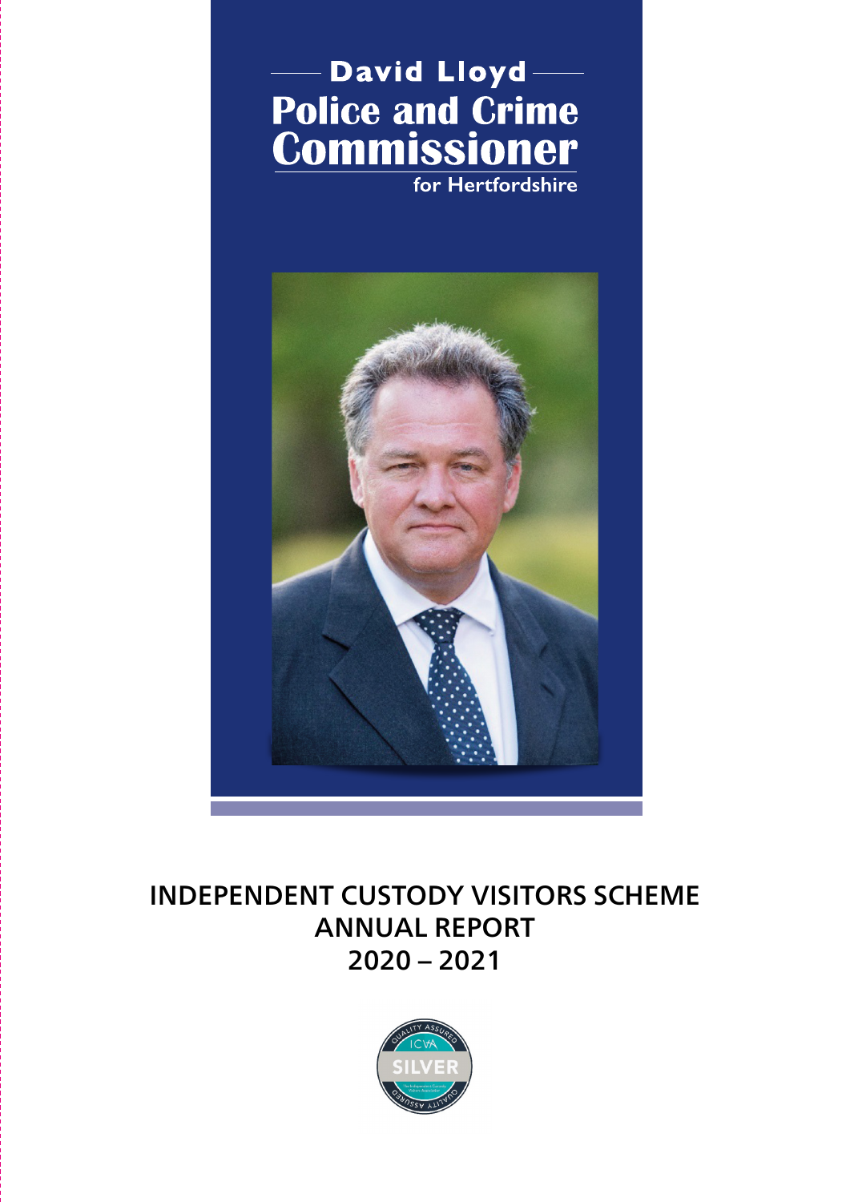David Lloyd

**Police and Crime Commissioner**

for Hertfordshire

# INDEPENDENT CUSTODY VISITORS SCHEME ANNUAL REPORT 2020 – 2021

QUALITY ASSURED ICVA SILVER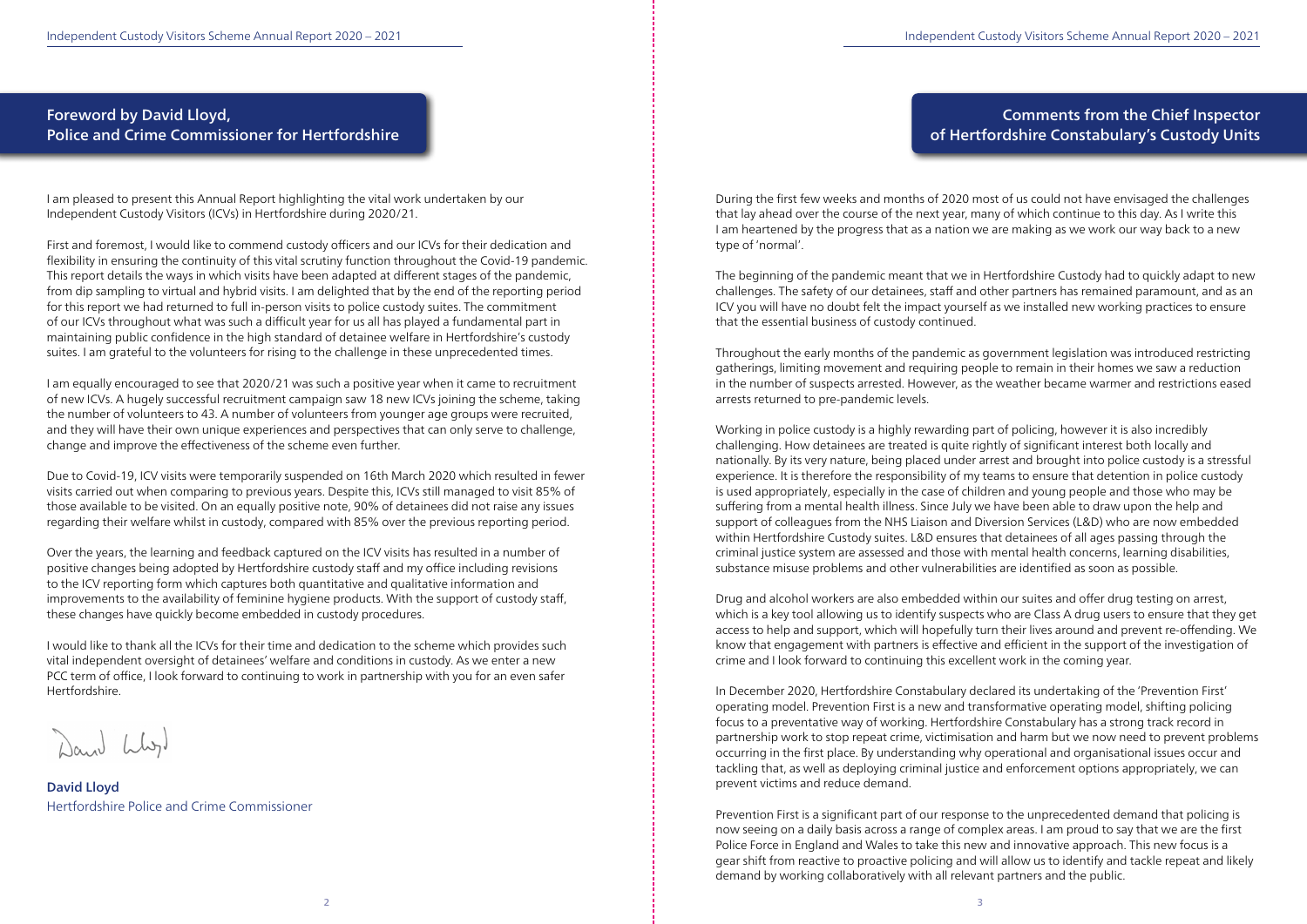## Foreword by David Lloyd, Police and Crime Commissioner for Hertfordshire

I am pleased to present this Annual Report highlighting the vital work undertaken by our Independent Custody Visitors (ICVs) in Hertfordshire during 2020/21.

First and foremost, I would like to commend custody officers and our ICVs for their dedication and flexibility in ensuring the continuity of this vital scrutiny function throughout the Covid-19 pandemic. This report details the ways in which visits have been adapted at different stages of the pandemic, from dip sampling to virtual and hybrid visits. I am delighted that by the end of the reporting period for this report we had returned to full in-person visits to police custody suites. The commitment of our ICVs throughout what was such a difficult year for us all has played a fundamental part in maintaining public confidence in the high standard of detainee welfare in Hertfordshire's custody suites. I am grateful to the volunteers for rising to the challenge in these unprecedented times.

I am equally encouraged to see that 2020/21 was such a positive year when it came to recruitment of new ICVs. A hugely successful recruitment campaign saw 18 new ICVs joining the scheme, taking the number of volunteers to 43. A number of volunteers from younger age groups were recruited, and they will have their own unique experiences and perspectives that can only serve to challenge, change and improve the effectiveness of the scheme even further.

Due to Covid-19, ICV visits were temporarily suspended on 16th March 2020 which resulted in fewer visits carried out when comparing to previous years. Despite this, ICVs still managed to visit 85% of those available to be visited. On an equally positive note, 90% of detainees did not raise any issues regarding their welfare whilst in custody, compared with 85% over the previous reporting period.

Over the years, the learning and feedback captured on the ICV visits has resulted in a number of positive changes being adopted by Hertfordshire custody staff and my office including revisions to the ICV reporting form which captures both quantitative and qualitative information and improvements to the availability of feminine hygiene products. With the support of custody staff, these changes have quickly become embedded in custody procedures.

I would like to thank all the ICVs for their time and dedication to the scheme which provides such vital independent oversight of detainees' welfare and conditions in custody. As we enter a new PCC term of office, I look forward to continuing to work in partnership with you for an even safer Hertfordshire.

**David Lloyd**
Hertfordshire Police and Crime Commissioner

## Comments from the Chief Inspector of Hertfordshire Constabulary's Custody Units

During the first few weeks and months of 2020 most of us could not have envisaged the challenges that lay ahead over the course of the next year, many of which continue to this day. As I write this I am heartened by the progress that as a nation we are making as we work our way back to a new type of 'normal'.

The beginning of the pandemic meant that we in Hertfordshire Custody had to quickly adapt to new challenges. The safety of our detainees, staff and other partners has remained paramount, and as an ICV you will have no doubt felt the impact yourself as we installed new working practices to ensure that the essential business of custody continued.

Throughout the early months of the pandemic as government legislation was introduced restricting gatherings, limiting movement and requiring people to remain in their homes we saw a reduction in the number of suspects arrested. However, as the weather became warmer and restrictions eased arrests returned to pre-pandemic levels.

Working in police custody is a highly rewarding part of policing, however it is also incredibly challenging. How detainees are treated is quite rightly of significant interest both locally and nationally. By its very nature, being placed under arrest and brought into police custody is a stressful experience. It is therefore the responsibility of my teams to ensure that detention in police custody is used appropriately, especially in the case of children and young people and those who may be suffering from a mental health illness. Since July we have been able to draw upon the help and support of colleagues from the NHS Liaison and Diversion Services (L&D) who are now embedded within Hertfordshire Custody suites. L&D ensures that detainees of all ages passing through the criminal justice system are assessed and those with mental health concerns, learning disabilities, substance misuse problems and other vulnerabilities are identified as soon as possible.

Drug and alcohol workers are also embedded within our suites and offer drug testing on arrest, which is a key tool allowing us to identify suspects who are Class A drug users to ensure that they get access to help and support, which will hopefully turn their lives around and prevent re-offending. We know that engagement with partners is effective and efficient in the support of the investigation of crime and I look forward to continuing this excellent work in the coming year.

In December 2020, Hertfordshire Constabulary declared its undertaking of the 'Prevention First' operating model. Prevention First is a new and transformative operating model, shifting policing focus to a preventative way of working. Hertfordshire Constabulary has a strong track record in partnership work to stop repeat crime, victimisation and harm but we now need to prevent problems occurring in the first place. By understanding why operational and organisational issues occur and tackling that, as well as deploying criminal justice and enforcement options appropriately, we can prevent victims and reduce demand.

Prevention First is a significant part of our response to the unprecedented demand that policing is now seeing on a daily basis across a range of complex areas. I am proud to say that we are the first Police Force in England and Wales to take this new and innovative approach. This new focus is a gear shift from reactive to proactive policing and will allow us to identify and tackle repeat and likely demand by working collaboratively with all relevant partners and the public.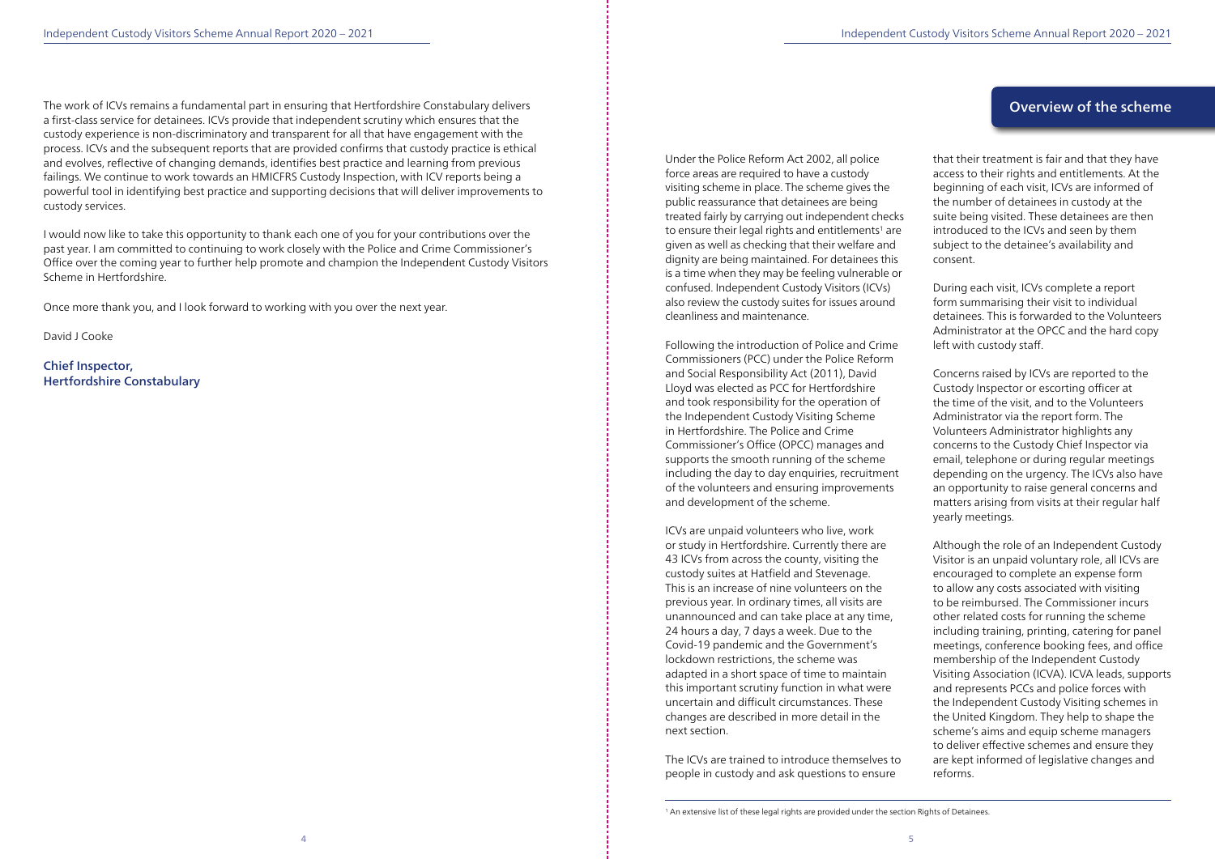The work of ICVs remains a fundamental part in ensuring that Hertfordshire Constabulary delivers a first-class service for detainees. ICVs provide that independent scrutiny which ensures that the custody experience is non-discriminatory and transparent for all that have engagement with the process. ICVs and the subsequent reports that are provided confirms that custody practice is ethical and evolves, reflective of changing demands, identifies best practice and learning from previous failings. We continue to work towards an HMICFRS Custody Inspection, with ICV reports being a powerful tool in identifying best practice and supporting decisions that will deliver improvements to custody services.

I would now like to take this opportunity to thank each one of you for your contributions over the past year. I am committed to continuing to work closely with the Police and Crime Commissioner's Office over the coming year to further help promote and champion the Independent Custody Visitors Scheme in Hertfordshire.

Once more thank you, and I look forward to working with you over the next year.

David J Cooke

**Chief Inspector,
Hertfordshire Constabulary**

## Overview of the scheme

Under the Police Reform Act 2002, all police force areas are required to have a custody visiting scheme in place. The scheme gives the public reassurance that detainees are being treated fairly by carrying out independent checks to ensure their legal rights and entitlements[1] are given as well as checking that their welfare and dignity are being maintained. For detainees this is a time when they may be feeling vulnerable or confused. Independent Custody Visitors (ICVs) also review the custody suites for issues around cleanliness and maintenance.

Following the introduction of Police and Crime Commissioners (PCC) under the Police Reform and Social Responsibility Act (2011), David Lloyd was elected as PCC for Hertfordshire and took responsibility for the operation of the Independent Custody Visiting Scheme in Hertfordshire. The Police and Crime Commissioner's Office (OPCC) manages and supports the smooth running of the scheme including the day to day enquiries, recruitment of the volunteers and ensuring improvements and development of the scheme.

ICVs are unpaid volunteers who live, work or study in Hertfordshire. Currently there are 43 ICVs from across the county, visiting the custody suites at Hatfield and Stevenage. This is an increase of nine volunteers on the previous year. In ordinary times, all visits are unannounced and can take place at any time, 24 hours a day, 7 days a week. Due to the Covid-19 pandemic and the Government's lockdown restrictions, the scheme was adapted in a short space of time to maintain this important scrutiny function in what were uncertain and difficult circumstances. These changes are described in more detail in the next section.

The ICVs are trained to introduce themselves to people in custody and ask questions to ensure that their treatment is fair and that they have access to their rights and entitlements. At the beginning of each visit, ICVs are informed of the number of detainees in custody at the suite being visited. These detainees are then introduced to the ICVs and seen by them subject to the detainee's availability and consent.

During each visit, ICVs complete a report form summarising their visit to individual detainees. This is forwarded to the Volunteers Administrator at the OPCC and the hard copy left with custody staff.

Concerns raised by ICVs are reported to the Custody Inspector or escorting officer at the time of the visit, and to the Volunteers Administrator via the report form. The Volunteers Administrator highlights any concerns to the Custody Chief Inspector via email, telephone or during regular meetings depending on the urgency. The ICVs also have an opportunity to raise general concerns and matters arising from visits at their regular half yearly meetings.

Although the role of an Independent Custody Visitor is an unpaid voluntary role, all ICVs are encouraged to complete an expense form to allow any costs associated with visiting to be reimbursed. The Commissioner incurs other related costs for running the scheme including training, printing, catering for panel meetings, conference booking fees, and office membership of the Independent Custody Visiting Association (ICVA). ICVA leads, supports and represents PCCs and police forces with the Independent Custody Visiting schemes in the United Kingdom. They help to shape the scheme's aims and equip scheme managers to deliver effective schemes and ensure they are kept informed of legislative changes and reforms.

[1] An extensive list of these legal rights are provided under the section Rights of Detainees.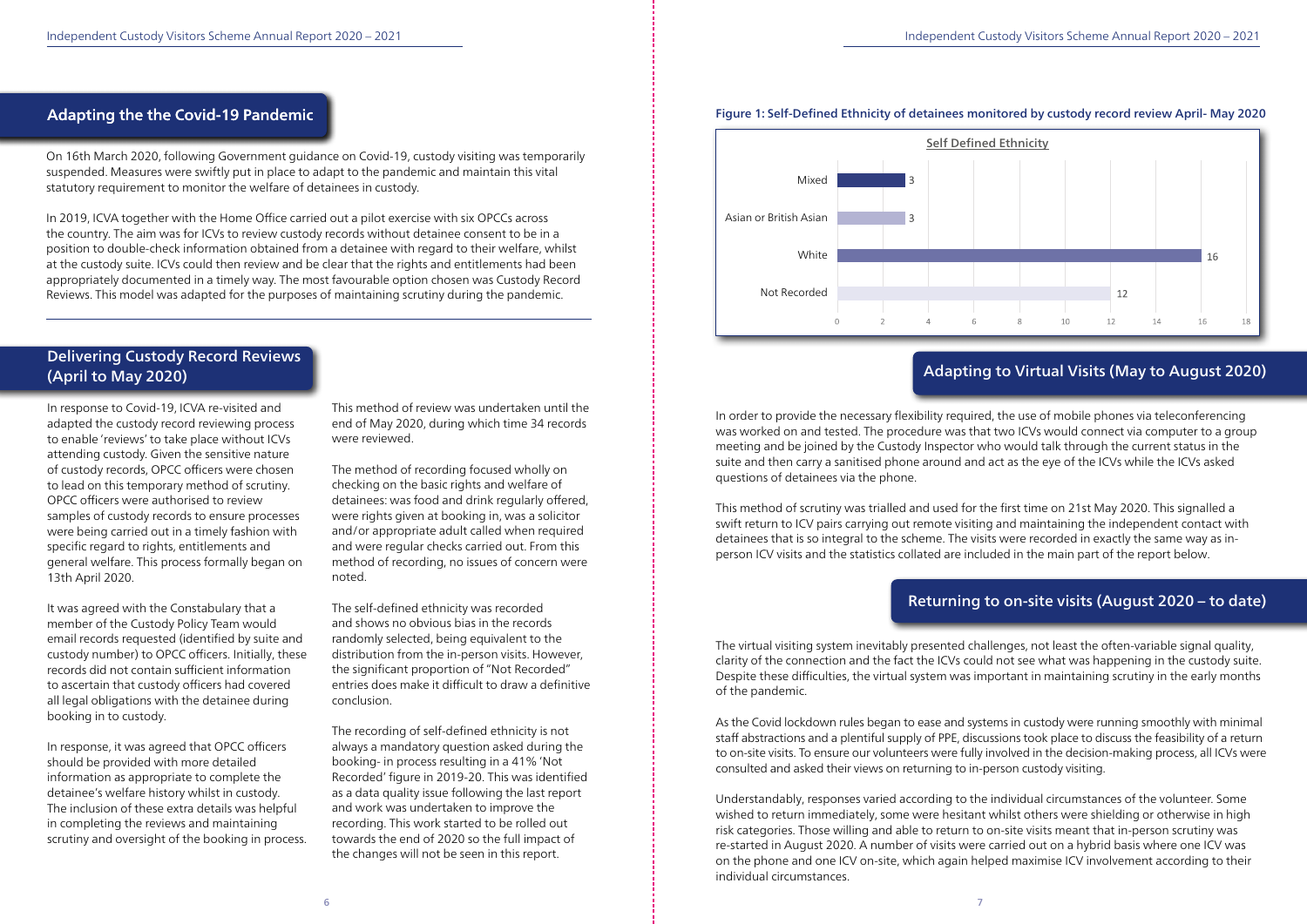## Adapting the the Covid-19 Pandemic

On 16th March 2020, following Government guidance on Covid-19, custody visiting was temporarily suspended. Measures were swiftly put in place to adapt to the pandemic and maintain this vital statutory requirement to monitor the welfare of detainees in custody.

In 2019, ICVA together with the Home Office carried out a pilot exercise with six OPCCs across the country. The aim was for ICVs to review custody records without detainee consent to be in a position to double-check information obtained from a detainee with regard to their welfare, whilst at the custody suite. ICVs could then review and be clear that the rights and entitlements had been appropriately documented in a timely way. The most favourable option chosen was Custody Record Reviews. This model was adapted for the purposes of maintaining scrutiny during the pandemic.

## Delivering Custody Record Reviews (April to May 2020)

In response to Covid-19, ICVA re-visited and adapted the custody record reviewing process to enable 'reviews' to take place without ICVs attending custody. Given the sensitive nature of custody records, OPCC officers were chosen to lead on this temporary method of scrutiny. OPCC officers were authorised to review samples of custody records to ensure processes were being carried out in a timely fashion with specific regard to rights, entitlements and general welfare. This process formally began on 13th April 2020.

It was agreed with the Constabulary that a member of the Custody Policy Team would email records requested (identified by suite and custody number) to OPCC officers. Initially, these records did not contain sufficient information to ascertain that custody officers had covered all legal obligations with the detainee during booking in to custody.

In response, it was agreed that OPCC officers should be provided with more detailed information as appropriate to complete the detainee's welfare history whilst in custody. The inclusion of these extra details was helpful in completing the reviews and maintaining scrutiny and oversight of the booking in process.

This method of review was undertaken until the end of May 2020, during which time 34 records were reviewed.

The method of recording focused wholly on checking on the basic rights and welfare of detainees: was food and drink regularly offered, were rights given at booking in, was a solicitor and/or appropriate adult called when required and were regular checks carried out. From this method of recording, no issues of concern were noted.

The self-defined ethnicity was recorded and shows no obvious bias in the records randomly selected, being equivalent to the distribution from the in-person visits. However, the significant proportion of "Not Recorded" entries does make it difficult to draw a definitive conclusion.

The recording of self-defined ethnicity is not always a mandatory question asked during the booking- in process resulting in a 41% 'Not Recorded' figure in 2019-20. This was identified as a data quality issue following the last report and work was undertaken to improve the recording. This work started to be rolled out towards the end of 2020 so the full impact of the changes will not be seen in this report.

**Figure 1: Self-Defined Ethnicity of detainees monitored by custody record review April- May 2020**

| Self Defined Ethnicity | Count |
|---|---|
| Mixed | 3 |
| Asian or British Asian | 3 |
| White | 16 |
| Not Recorded | 12 |

## Adapting to Virtual Visits (May to August 2020)

In order to provide the necessary flexibility required, the use of mobile phones via teleconferencing was worked on and tested. The procedure was that two ICVs would connect via computer to a group meeting and be joined by the Custody Inspector who would talk through the current status in the suite and then carry a sanitised phone around and act as the eye of the ICVs while the ICVs asked questions of detainees via the phone.

This method of scrutiny was trialled and used for the first time on 21st May 2020. This signalled a swift return to ICV pairs carrying out remote visiting and maintaining the independent contact with detainees that is so integral to the scheme. The visits were recorded in exactly the same way as in-person ICV visits and the statistics collated are included in the main part of the report below.

## Returning to on-site visits (August 2020 – to date)

The virtual visiting system inevitably presented challenges, not least the often-variable signal quality, clarity of the connection and the fact the ICVs could not see what was happening in the custody suite. Despite these difficulties, the virtual system was important in maintaining scrutiny in the early months of the pandemic.

As the Covid lockdown rules began to ease and systems in custody were running smoothly with minimal staff abstractions and a plentiful supply of PPE, discussions took place to discuss the feasibility of a return to on-site visits. To ensure our volunteers were fully involved in the decision-making process, all ICVs were consulted and asked their views on returning to in-person custody visiting.

Understandably, responses varied according to the individual circumstances of the volunteer. Some wished to return immediately, some were hesitant whilst others were shielding or otherwise in high risk categories. Those willing and able to return to on-site visits meant that in-person scrutiny was re-started in August 2020. A number of visits were carried out on a hybrid basis where one ICV was on the phone and one ICV on-site, which again helped maximise ICV involvement according to their individual circumstances.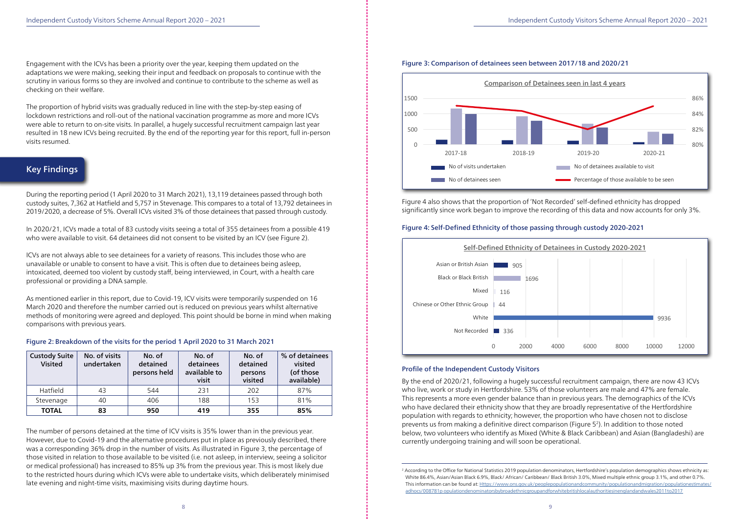Engagement with the ICVs has been a priority over the year, keeping them updated on the adaptations we were making, seeking their input and feedback on proposals to continue with the scrutiny in various forms so they are involved and continue to contribute to the scheme as well as checking on their welfare.

The proportion of hybrid visits was gradually reduced in line with the step-by-step easing of lockdown restrictions and roll-out of the national vaccination programme as more and more ICVs were able to return to on-site visits. In parallel, a hugely successful recruitment campaign last year resulted in 18 new ICVs being recruited. By the end of the reporting year for this report, full in-person visits resumed.

## Key Findings

During the reporting period (1 April 2020 to 31 March 2021), 13,119 detainees passed through both custody suites, 7,362 at Hatfield and 5,757 in Stevenage. This compares to a total of 13,792 detainees in 2019/2020, a decrease of 5%. Overall ICVs visited 3% of those detainees that passed through custody.

In 2020/21, ICVs made a total of 83 custody visits seeing a total of 355 detainees from a possible 419 who were available to visit. 64 detainees did not consent to be visited by an ICV (see Figure 2).

ICVs are not always able to see detainees for a variety of reasons. This includes those who are unavailable or unable to consent to have a visit. This is often due to detainees being asleep, intoxicated, deemed too violent by custody staff, being interviewed, in Court, with a health care professional or providing a DNA sample.

As mentioned earlier in this report, due to Covid-19, ICV visits were temporarily suspended on 16 March 2020 and therefore the number carried out is reduced on previous years whilst alternative methods of monitoring were agreed and deployed. This point should be borne in mind when making comparisons with previous years.

#### Figure 2: Breakdown of the visits for the period 1 April 2020 to 31 March 2021

| Custody Suite Visited | No. of visits undertaken | No. of detained persons held | No. of detainees available to visit | No. of detained persons visited | % of detainees visited (of those available) |
|---|---|---|---|---|---|
| Hatfield | 43 | 544 | 231 | 202 | 87% |
| Stevenage | 40 | 406 | 188 | 153 | 81% |
| **TOTAL** | **83** | **950** | **419** | **355** | **85%** |

The number of persons detained at the time of ICV visits is 35% lower than in the previous year. However, due to Covid-19 and the alternative procedures put in place as previously described, there was a corresponding 36% drop in the number of visits. As illustrated in Figure 3, the percentage of those visited in relation to those available to be visited (i.e. not asleep, in interview, seeing a solicitor or medical professional) has increased to 85% up 3% from the previous year. This is most likely due to the restricted hours during which ICVs were able to undertake visits, which deliberately minimised late evening and night-time visits, maximising visits during daytime hours.

#### Figure 3: Comparison of detainees seen between 2017/18 and 2020/21

Comparison of Detainees seen in last 4 years

(Chart: No of visits undertaken; No of detainees available to visit; No of detainees seen; Percentage of those available to be seen — 2017-18, 2018-19, 2019-20, 2020-21)

Figure 4 also shows that the proportion of 'Not Recorded' self-defined ethnicity has dropped significantly since work began to improve the recording of this data and now accounts for only 3%.

#### Figure 4: Self-Defined Ethnicity of those passing through custody 2020-2021

Self-Defined Ethnicity of Detainees in Custody 2020-2021

| Ethnicity | Number |
|---|---|
| Asian or British Asian | 905 |
| Black or Black British | 1696 |
| Mixed | 116 |
| Chinese or Other Ethnic Group | 44 |
| White | 9936 |
| Not Recorded | 336 |

#### Profile of the Independent Custody Visitors

By the end of 2020/21, following a hugely successful recruitment campaign, there are now 43 ICVs who live, work or study in Hertfordshire. 53% of those volunteers are male and 47% are female. This represents a more even gender balance than in previous years. The demographics of the ICVs who have declared their ethnicity show that they are broadly representative of the Hertfordshire population with regards to ethnicity; however, the proportion who have chosen not to disclose prevents us from making a definitive direct comparison (Figure 5[2]). In addition to those noted below, two volunteers who identify as Mixed (White & Black Caribbean) and Asian (Bangladeshi) are currently undergoing training and will soon be operational.

---

[2] According to the Office for National Statistics 2019 population denominators, Hertfordshire's population demographics shows ethnicity as: White 86.4%, Asian/Asian Black 6.9%, Black/ African/ Caribbean/ Black British 3.0%, Mixed multiple ethnic group 3.1%, and other 0.7%. This information can be found at: Https://www.ons.gov.uk/peoplepopulationandcommunity/populationandmigration/populationestimates/adhocs/008781populationdenominatorsbybroadethnicgroupandforwhitebritishlocalauthoritiesinenglandandwales2011to2017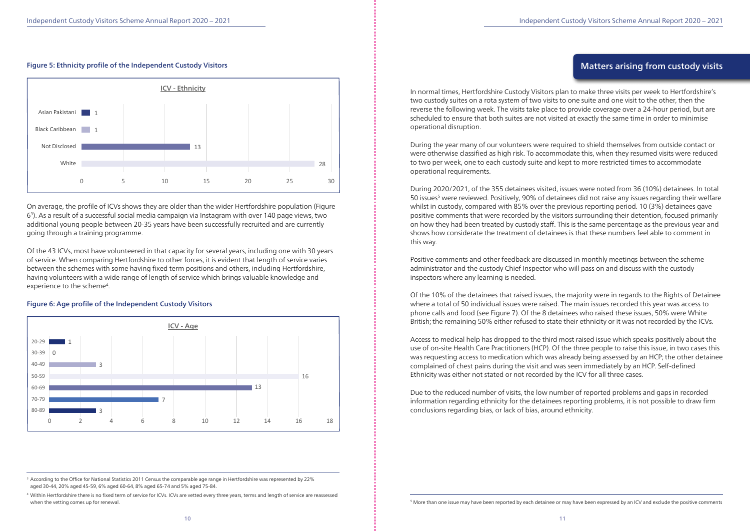#### Figure 5: Ethnicity profile of the Independent Custody Visitors

ICV - Ethnicity

| Ethnicity | Count |
|---|---|
| Asian Pakistani | 1 |
| Black Caribbean | 1 |
| Not Disclosed | 13 |
| White | 28 |

On average, the profile of ICVs shows they are older than the wider Hertfordshire population (Figure 6[3]). As a result of a successful social media campaign via Instagram with over 140 page views, two additional young people between 20-35 years have been successfully recruited and are currently going through a training programme.

Of the 43 ICVs, most have volunteered in that capacity for several years, including one with 30 years of service. When comparing Hertfordshire to other forces, it is evident that length of service varies between the schemes with some having fixed term positions and others, including Hertfordshire, having volunteers with a wide range of length of service which brings valuable knowledge and experience to the scheme[4].

#### Figure 6: Age profile of the Independent Custody Visitors

ICV - Age

| Age | Count |
|---|---|
| 20-29 | 1 |
| 30-39 | 0 |
| 40-49 | 3 |
| 50-59 | 16 |
| 60-69 | 13 |
| 70-79 | 7 |
| 80-89 | 3 |

[3] According to the Office for National Statistics 2011 Census the comparable age range in Hertfordshire was represented by 22% aged 30-44, 20% aged 45-59, 6% aged 60-64, 8% aged 65-74 and 5% aged 75-84.

[4] Within Hertfordshire there is no fixed term of service for ICVs. ICVs are vetted every three years, terms and length of service are reassessed when the vetting comes up for renewal.

## Matters arising from custody visits

In normal times, Hertfordshire Custody Visitors plan to make three visits per week to Hertfordshire's two custody suites on a rota system of two visits to one suite and one visit to the other, then the reverse the following week. The visits take place to provide coverage over a 24-hour period, but are scheduled to ensure that both suites are not visited at exactly the same time in order to minimise operational disruption.

During the year many of our volunteers were required to shield themselves from outside contact or were otherwise classified as high risk. To accommodate this, when they resumed visits were reduced to two per week, one to each custody suite and kept to more restricted times to accommodate operational requirements.

During 2020/2021, of the 355 detainees visited, issues were noted from 36 (10%) detainees. In total 50 issues[5] were reviewed. Positively, 90% of detainees did not raise any issues regarding their welfare whilst in custody, compared with 85% over the previous reporting period. 10 (3%) detainees gave positive comments that were recorded by the visitors surrounding their detention, focused primarily on how they had been treated by custody staff. This is the same percentage as the previous year and shows how considerate the treatment of detainees is that these numbers feel able to comment in this way.

Positive comments and other feedback are discussed in monthly meetings between the scheme administrator and the custody Chief Inspector who will pass on and discuss with the custody inspectors where any learning is needed.

Of the 10% of the detainees that raised issues, the majority were in regards to the Rights of Detainee where a total of 50 individual issues were raised. The main issues recorded this year was access to phone calls and food (see Figure 7). Of the 8 detainees who raised these issues, 50% were White British; the remaining 50% either refused to state their ethnicity or it was not recorded by the ICVs.

Access to medical help has dropped to the third most raised issue which speaks positively about the use of on-site Health Care Practitioners (HCP). Of the three people to raise this issue, in two cases this was requesting access to medication which was already being assessed by an HCP; the other detainee complained of chest pains during the visit and was seen immediately by an HCP. Self-defined Ethnicity was either not stated or not recorded by the ICV for all three cases.

Due to the reduced number of visits, the low number of reported problems and gaps in recorded information regarding ethnicity for the detainees reporting problems, it is not possible to draw firm conclusions regarding bias, or lack of bias, around ethnicity.

[5] More than one issue may have been reported by each detainee or may have been expressed by an ICV and exclude the positive comments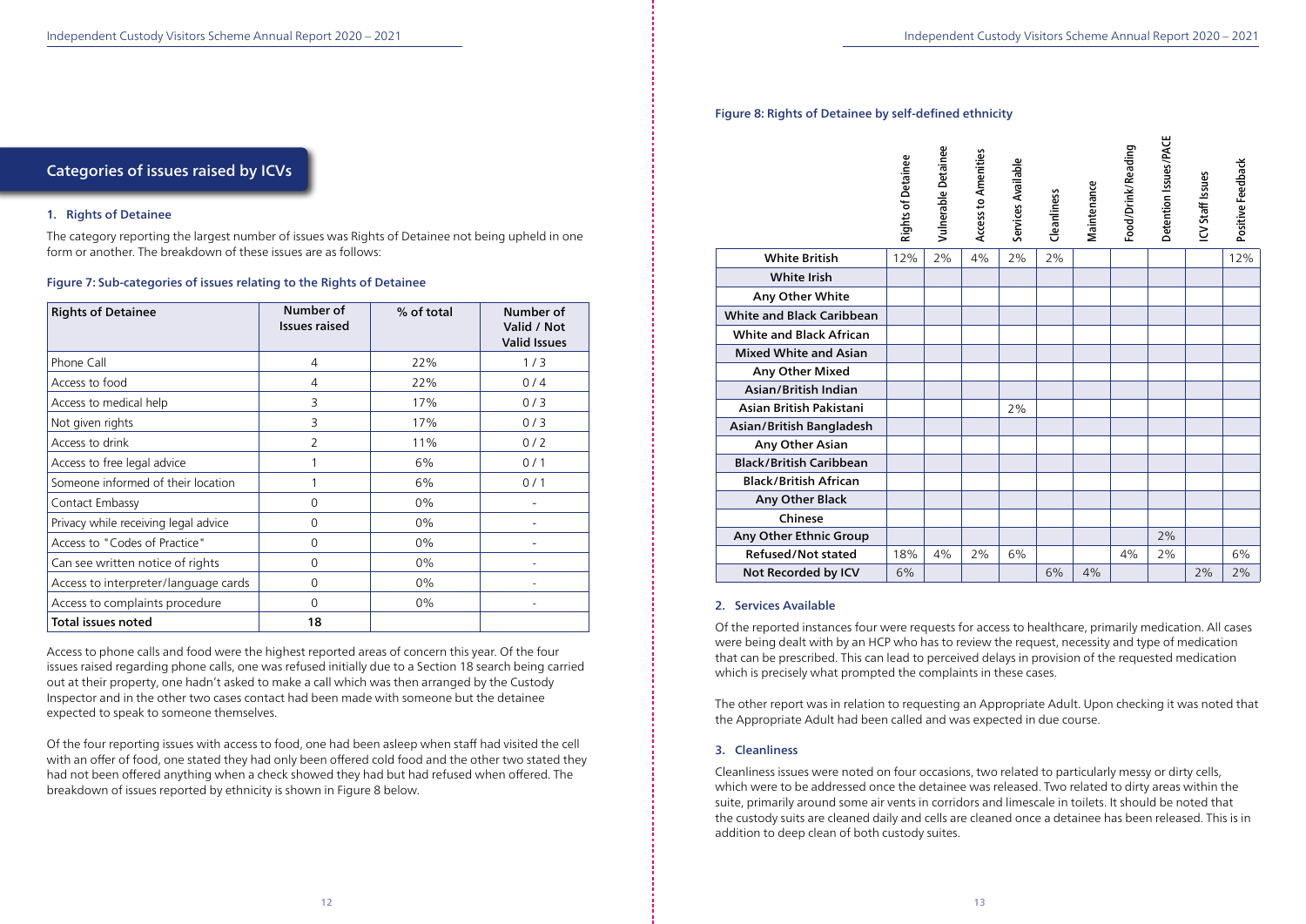## Categories of issues raised by ICVs

### 1. Rights of Detainee

The category reporting the largest number of issues was Rights of Detainee not being upheld in one form or another. The breakdown of these issues are as follows:

**Figure 7: Sub-categories of issues relating to the Rights of Detainee**

| Rights of Detainee | Number of Issues raised | % of total | Number of Valid / Not Valid Issues |
|---|---|---|---|
| Phone Call | 4 | 22% | 1 / 3 |
| Access to food | 4 | 22% | 0 / 4 |
| Access to medical help | 3 | 17% | 0 / 3 |
| Not given rights | 3 | 17% | 0 / 3 |
| Access to drink | 2 | 11% | 0 / 2 |
| Access to free legal advice | 1 | 6% | 0 / 1 |
| Someone informed of their location | 1 | 6% | 0 / 1 |
| Contact Embassy | 0 | 0% | - |
| Privacy while receiving legal advice | 0 | 0% | - |
| Access to "Codes of Practice" | 0 | 0% | - |
| Can see written notice of rights | 0 | 0% | - |
| Access to interpreter/language cards | 0 | 0% | - |
| Access to complaints procedure | 0 | 0% | - |
| **Total issues noted** | **18** | | |

Access to phone calls and food were the highest reported areas of concern this year. Of the four issues raised regarding phone calls, one was refused initially due to a Section 18 search being carried out at their property, one hadn't asked to make a call which was then arranged by the Custody Inspector and in the other two cases contact had been made with someone but the detainee expected to speak to someone themselves.

Of the four reporting issues with access to food, one had been asleep when staff had visited the cell with an offer of food, one stated they had only been offered cold food and the other two stated they had not been offered anything when a check showed they had but had refused when offered. The breakdown of issues reported by ethnicity is shown in Figure 8 below.

**Figure 8: Rights of Detainee by self-defined ethnicity**

| | Rights of Detainee | Vulnerable Detainee | Access to Amenities | Services Available | Cleanliness | Maintenance | Food/Drink/Reading | Detention Issues/PACE | ICV Staff Issues | Positive Feedback |
|---|---|---|---|---|---|---|---|---|---|---|
| White British | 12% | 2% | 4% | 2% | 2% | | | | | 12% |
| White Irish | | | | | | | | | | |
| Any Other White | | | | | | | | | | |
| White and Black Caribbean | | | | | | | | | | |
| White and Black African | | | | | | | | | | |
| Mixed White and Asian | | | | | | | | | | |
| Any Other Mixed | | | | | | | | | | |
| Asian/British Indian | | | | | | | | | | |
| Asian British Pakistani | | | | 2% | | | | | | |
| Asian/British Bangladesh | | | | | | | | | | |
| Any Other Asian | | | | | | | | | | |
| Black/British Caribbean | | | | | | | | | | |
| Black/British African | | | | | | | | | | |
| Any Other Black | | | | | | | | | | |
| Chinese | | | | | | | | | | |
| Any Other Ethnic Group | | | | | | | | 2% | | |
| Refused/Not stated | 18% | 4% | 2% | 6% | | | 4% | 2% | | 6% |
| Not Recorded by ICV | 6% | | | | 6% | 4% | | | 2% | 2% |

### 2. Services Available

Of the reported instances four were requests for access to healthcare, primarily medication. All cases were being dealt with by an HCP who has to review the request, necessity and type of medication that can be prescribed. This can lead to perceived delays in provision of the requested medication which is precisely what prompted the complaints in these cases.

The other report was in relation to requesting an Appropriate Adult. Upon checking it was noted that the Appropriate Adult had been called and was expected in due course.

### 3. Cleanliness

Cleanliness issues were noted on four occasions, two related to particularly messy or dirty cells, which were to be addressed once the detainee was released. Two related to dirty areas within the suite, primarily around some air vents in corridors and limescale in toilets. It should be noted that the custody suits are cleaned daily and cells are cleaned once a detainee has been released. This is in addition to deep clean of both custody suites.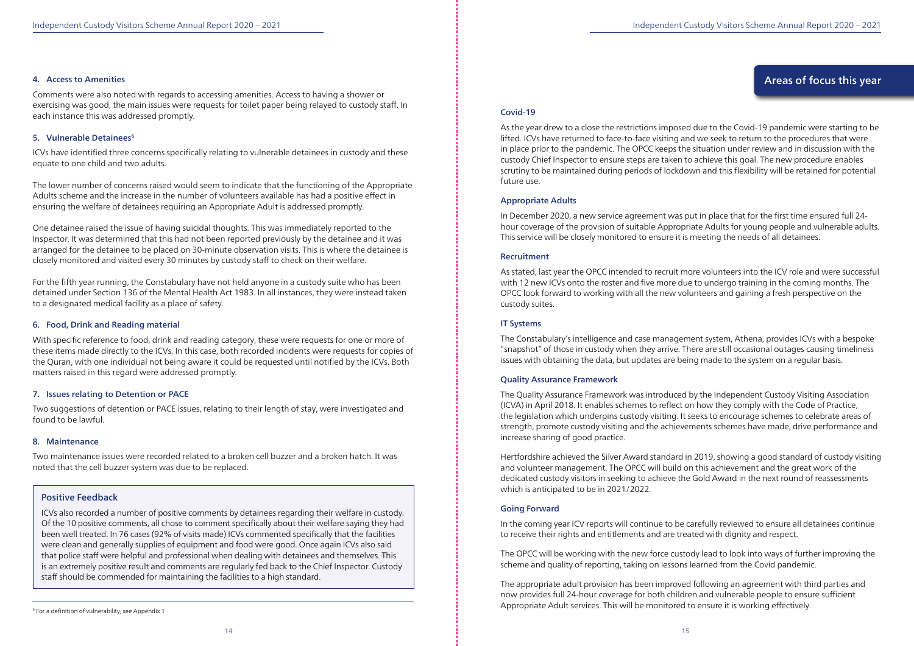#### 4. Access to Amenities

Comments were also noted with regards to accessing amenities. Access to having a shower or exercising was good, the main issues were requests for toilet paper being relayed to custody staff. In each instance this was addressed promptly.

#### 5. Vulnerable Detainees[6]

ICVs have identified three concerns specifically relating to vulnerable detainees in custody and these equate to one child and two adults.

The lower number of concerns raised would seem to indicate that the functioning of the Appropriate Adults scheme and the increase in the number of volunteers available has had a positive effect in ensuring the welfare of detainees requiring an Appropriate Adult is addressed promptly.

One detainee raised the issue of having suicidal thoughts. This was immediately reported to the Inspector. It was determined that this had not been reported previously by the detainee and it was arranged for the detainee to be placed on 30-minute observation visits. This is where the detainee is closely monitored and visited every 30 minutes by custody staff to check on their welfare.

For the fifth year running, the Constabulary have not held anyone in a custody suite who has been detained under Section 136 of the Mental Health Act 1983. In all instances, they were instead taken to a designated medical facility as a place of safety.

#### 6. Food, Drink and Reading material

With specific reference to food, drink and reading category, these were requests for one or more of these items made directly to the ICVs. In this case, both recorded incidents were requests for copies of the Quran, with one individual not being aware it could be requested until notified by the ICVs. Both matters raised in this regard were addressed promptly.

#### 7. Issues relating to Detention or PACE

Two suggestions of detention or PACE issues, relating to their length of stay, were investigated and found to be lawful.

#### 8. Maintenance

Two maintenance issues were recorded related to a broken cell buzzer and a broken hatch. It was noted that the cell buzzer system was due to be replaced.

### Positive Feedback

ICVs also recorded a number of positive comments by detainees regarding their welfare in custody. Of the 10 positive comments, all chose to comment specifically about their welfare saying they had been well treated. In 76 cases (92% of visits made) ICVs commented specifically that the facilities were clean and generally supplies of equipment and food were good. Once again ICVs also said that police staff were helpful and professional when dealing with detainees and themselves. This is an extremely positive result and comments are regularly fed back to the Chief Inspector. Custody staff should be commended for maintaining the facilities to a high standard.

[6] For a definition of vulnerability, see Appendix 1

## Areas of focus this year

### Covid-19

As the year drew to a close the restrictions imposed due to the Covid-19 pandemic were starting to be lifted. ICVs have returned to face-to-face visiting and we seek to return to the procedures that were in place prior to the pandemic. The OPCC keeps the situation under review and in discussion with the custody Chief Inspector to ensure steps are taken to achieve this goal. The new procedure enables scrutiny to be maintained during periods of lockdown and this flexibility will be retained for potential future use.

### Appropriate Adults

In December 2020, a new service agreement was put in place that for the first time ensured full 24-hour coverage of the provision of suitable Appropriate Adults for young people and vulnerable adults. This service will be closely monitored to ensure it is meeting the needs of all detainees.

### Recruitment

As stated, last year the OPCC intended to recruit more volunteers into the ICV role and were successful with 12 new ICVs onto the roster and five more due to undergo training in the coming months. The OPCC look forward to working with all the new volunteers and gaining a fresh perspective on the custody suites.

### IT Systems

The Constabulary's intelligence and case management system, Athena, provides ICVs with a bespoke "snapshot" of those in custody when they arrive. There are still occasional outages causing timeliness issues with obtaining the data, but updates are being made to the system on a regular basis.

### Quality Assurance Framework

The Quality Assurance Framework was introduced by the Independent Custody Visiting Association (ICVA) in April 2018. It enables schemes to reflect on how they comply with the Code of Practice, the legislation which underpins custody visiting. It seeks to encourage schemes to celebrate areas of strength, promote custody visiting and the achievements schemes have made, drive performance and increase sharing of good practice.

Hertfordshire achieved the Silver Award standard in 2019, showing a good standard of custody visiting and volunteer management. The OPCC will build on this achievement and the great work of the dedicated custody visitors in seeking to achieve the Gold Award in the next round of reassessments which is anticipated to be in 2021/2022.

### Going Forward

In the coming year ICV reports will continue to be carefully reviewed to ensure all detainees continue to receive their rights and entitlements and are treated with dignity and respect.

The OPCC will be working with the new force custody lead to look into ways of further improving the scheme and quality of reporting, taking on lessons learned from the Covid pandemic.

The appropriate adult provision has been improved following an agreement with third parties and now provides full 24-hour coverage for both children and vulnerable people to ensure sufficient Appropriate Adult services. This will be monitored to ensure it is working effectively.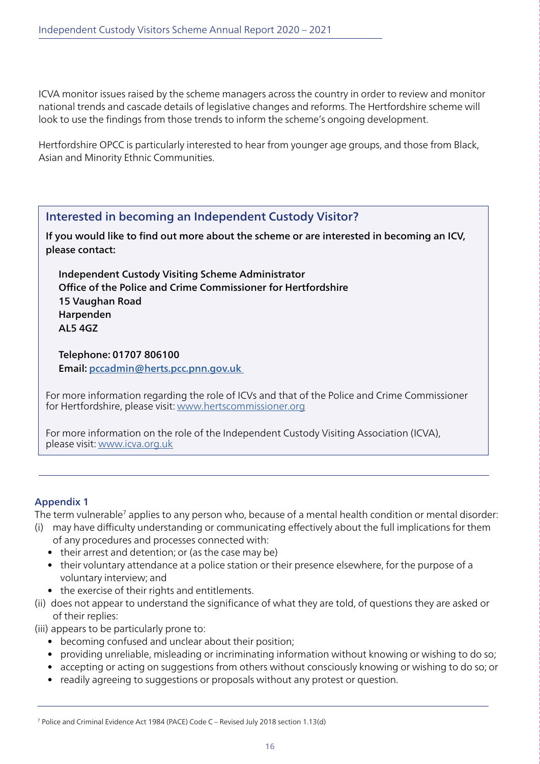ICVA monitor issues raised by the scheme managers across the country in order to review and monitor national trends and cascade details of legislative changes and reforms. The Hertfordshire scheme will look to use the findings from those trends to inform the scheme's ongoing development.

Hertfordshire OPCC is particularly interested to hear from younger age groups, and those from Black, Asian and Minority Ethnic Communities.

## Interested in becoming an Independent Custody Visitor?

**If you would like to find out more about the scheme or are interested in becoming an ICV, please contact:**

**Independent Custody Visiting Scheme Administrator**
**Office of the Police and Crime Commissioner for Hertfordshire**
**15 Vaughan Road**
**Harpenden**
**AL5 4GZ**

**Telephone: 01707 806100**
**Email: pccadmin@herts.pcc.pnn.gov.uk**

For more information regarding the role of ICVs and that of the Police and Crime Commissioner for Hertfordshire, please visit: www.hertscommissioner.org

For more information on the role of the Independent Custody Visiting Association (ICVA), please visit: www.icva.org.uk

## Appendix 1

The term vulnerable[7] applies to any person who, because of a mental health condition or mental disorder:

(i) may have difficulty understanding or communicating effectively about the full implications for them of any procedures and processes connected with:
- their arrest and detention; or (as the case may be)
- their voluntary attendance at a police station or their presence elsewhere, for the purpose of a voluntary interview; and
- the exercise of their rights and entitlements.

(ii) does not appear to understand the significance of what they are told, of questions they are asked or of their replies:

(iii) appears to be particularly prone to:
- becoming confused and unclear about their position;
- providing unreliable, misleading or incriminating information without knowing or wishing to do so;
- accepting or acting on suggestions from others without consciously knowing or wishing to do so; or
- readily agreeing to suggestions or proposals without any protest or question.

[7] Police and Criminal Evidence Act 1984 (PACE) Code C – Revised July 2018 section 1.13(d)